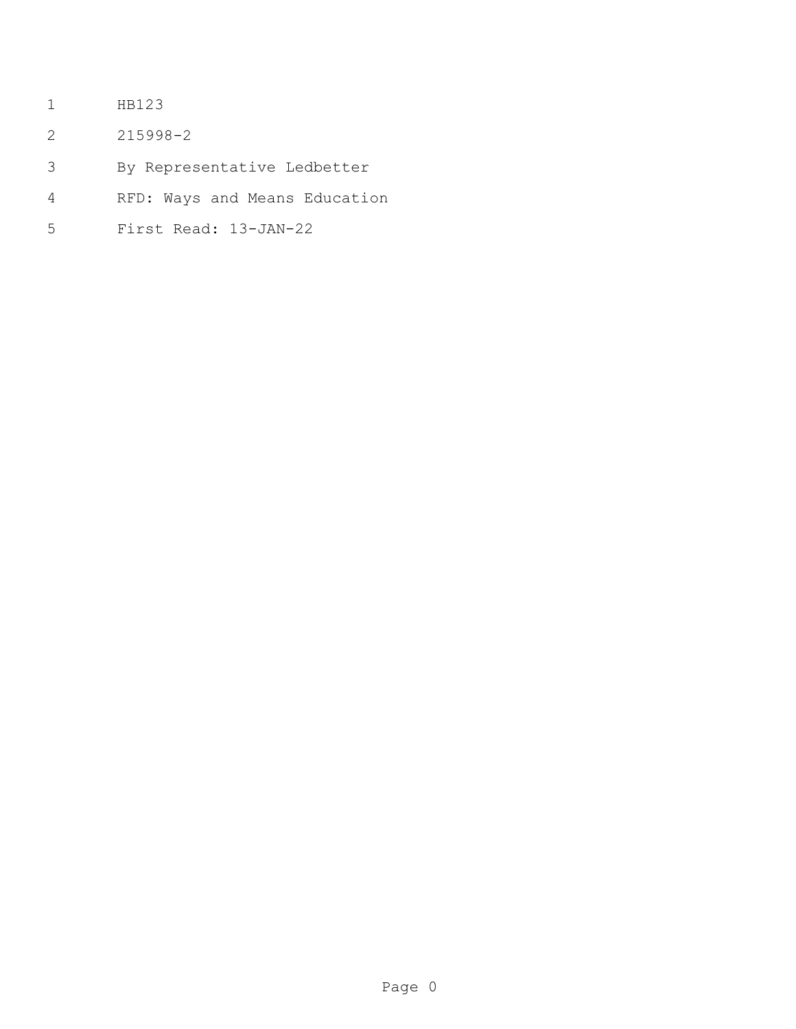HB123

215998-2

By Representative Ledbetter

RFD: Ways and Means Education

First Read: 13-JAN-22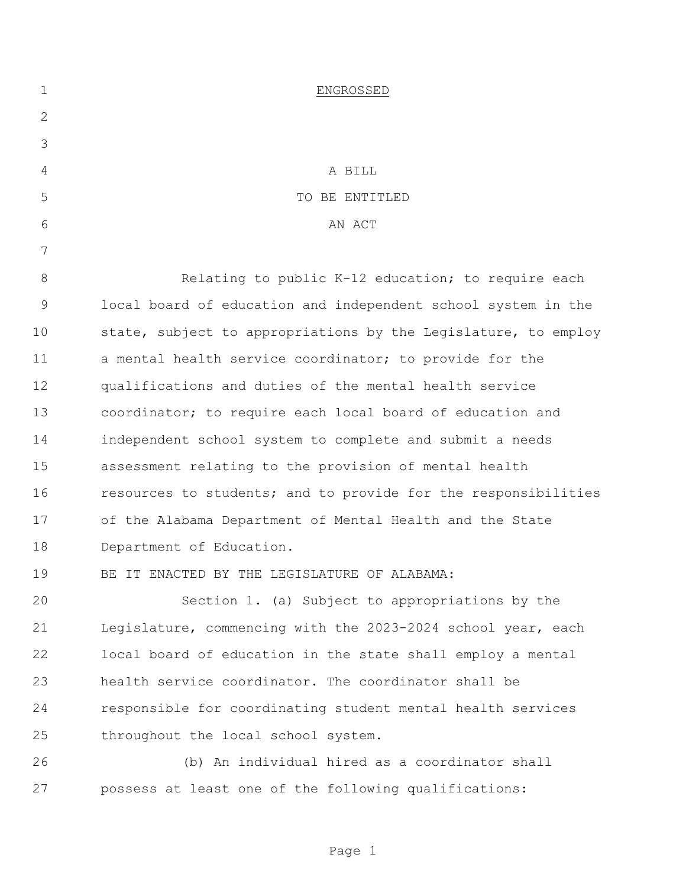ENGROSSED

A BILL
TO BE ENTITLED
AN ACT

Relating to public K-12 education; to require each local board of education and independent school system in the state, subject to appropriations by the Legislature, to employ a mental health service coordinator; to provide for the qualifications and duties of the mental health service coordinator; to require each local board of education and independent school system to complete and submit a needs assessment relating to the provision of mental health resources to students; and to provide for the responsibilities of the Alabama Department of Mental Health and the State Department of Education.

BE IT ENACTED BY THE LEGISLATURE OF ALABAMA:

Section 1. (a) Subject to appropriations by the Legislature, commencing with the 2023-2024 school year, each local board of education in the state shall employ a mental health service coordinator. The coordinator shall be responsible for coordinating student mental health services throughout the local school system.

(b) An individual hired as a coordinator shall possess at least one of the following qualifications: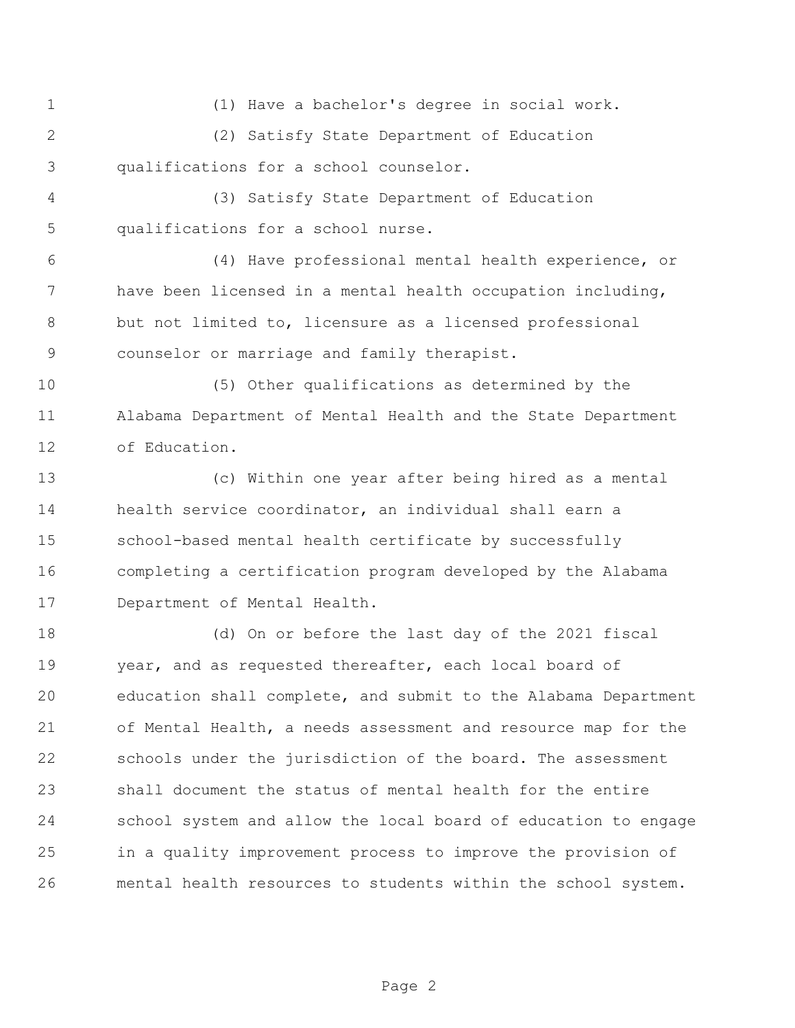(1) Have a bachelor's degree in social work.

(2) Satisfy State Department of Education qualifications for a school counselor.

(3) Satisfy State Department of Education qualifications for a school nurse.

(4) Have professional mental health experience, or have been licensed in a mental health occupation including, but not limited to, licensure as a licensed professional counselor or marriage and family therapist.

(5) Other qualifications as determined by the Alabama Department of Mental Health and the State Department of Education.

(c) Within one year after being hired as a mental health service coordinator, an individual shall earn a school-based mental health certificate by successfully completing a certification program developed by the Alabama Department of Mental Health.

(d) On or before the last day of the 2021 fiscal year, and as requested thereafter, each local board of education shall complete, and submit to the Alabama Department of Mental Health, a needs assessment and resource map for the schools under the jurisdiction of the board. The assessment shall document the status of mental health for the entire school system and allow the local board of education to engage in a quality improvement process to improve the provision of mental health resources to students within the school system.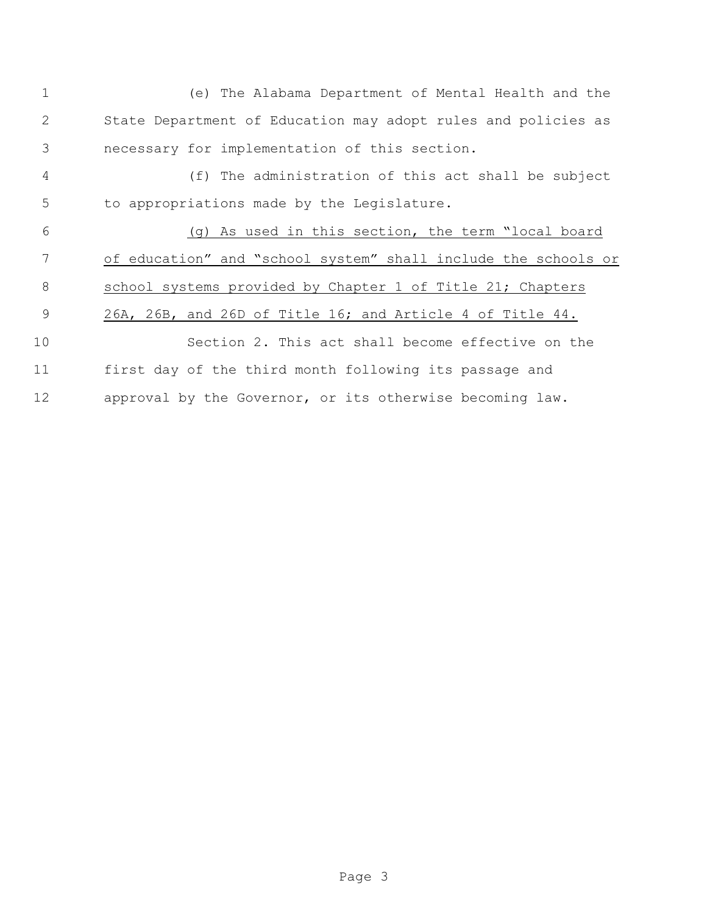(e) The Alabama Department of Mental Health and the State Department of Education may adopt rules and policies as necessary for implementation of this section.

(f) The administration of this act shall be subject to appropriations made by the Legislature.

<u>(g) As used in this section, the term "local board of education" and "school system" shall include the schools or school systems provided by Chapter 1 of Title 21; Chapters 26A, 26B, and 26D of Title 16; and Article 4 of Title 44.</u>

Section 2. This act shall become effective on the first day of the third month following its passage and approval by the Governor, or its otherwise becoming law.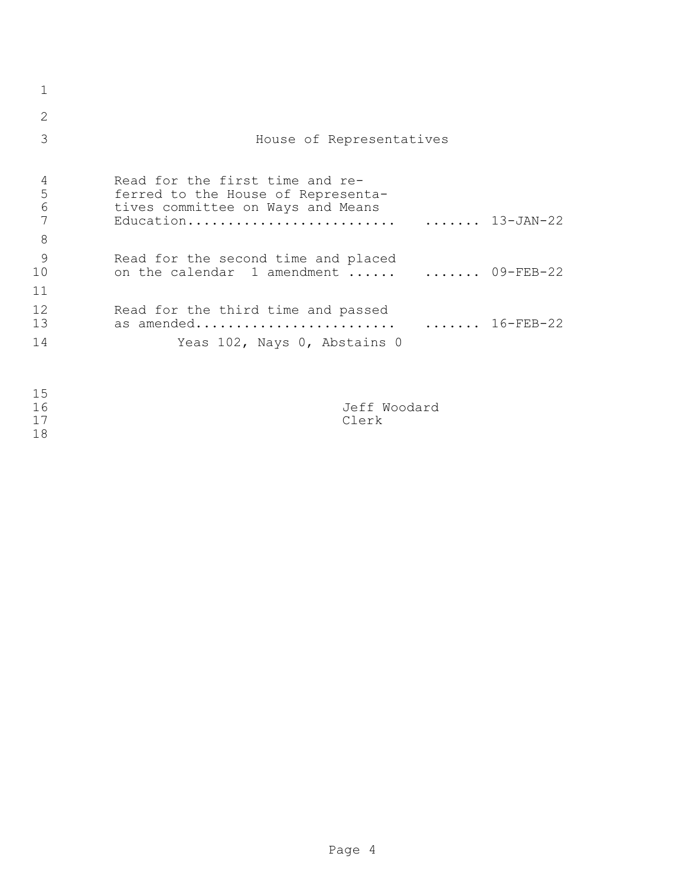House of Representatives

Read for the first time and referred to the House of Representatives committee on Ways and Means Education......................... ....... 13-JAN-22

Read for the second time and placed on the calendar 1 amendment ...... ....... 09-FEB-22

Read for the third time and passed as amended........................ ....... 16-FEB-22

Yeas 102, Nays 0, Abstains 0

Jeff Woodard
Clerk